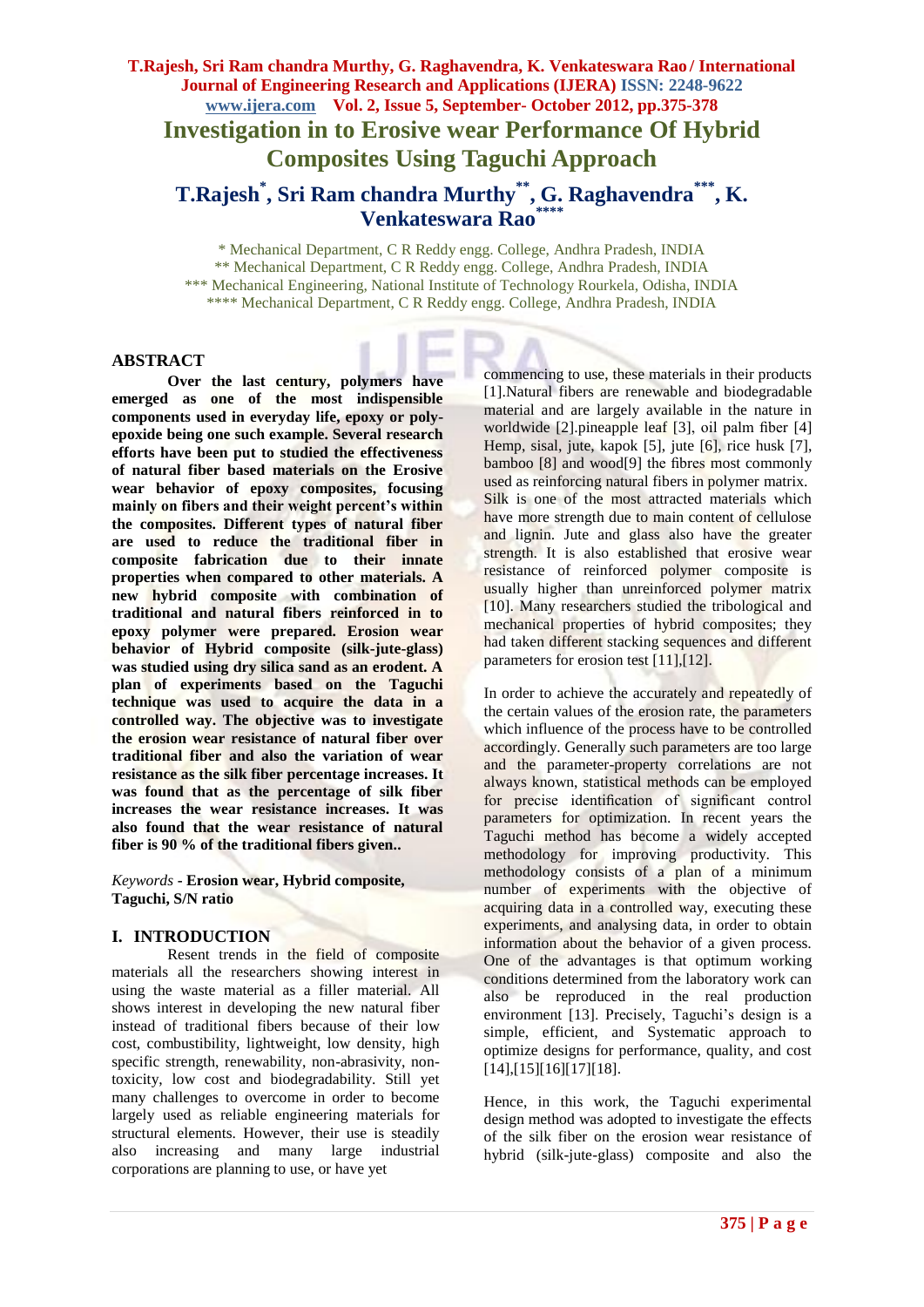# Investigation in to Erosive wear Performance Of Hybrid Composites Using Taguchi Approach

## T.Rajesh[*], Sri Ram chandra Murthy[**], G. Raghavendra[***], K. Venkateswara Rao[****]

[*] Mechanical Department, C R Reddy engg. College, Andhra Pradesh, INDIA
[**] Mechanical Department, C R Reddy engg. College, Andhra Pradesh, INDIA
[***] Mechanical Engineering, National Institute of Technology Rourkela, Odisha, INDIA
[****] Mechanical Department, C R Reddy engg. College, Andhra Pradesh, INDIA

## ABSTRACT

**Over the last century, polymers have emerged as one of the most indispensible components used in everyday life, epoxy or poly-epoxide being one such example. Several research efforts have been put to studied the effectiveness of natural fiber based materials on the Erosive wear behavior of epoxy composites, focusing mainly on fibers and their weight percent's within the composites. Different types of natural fiber are used to reduce the traditional fiber in composite fabrication due to their innate properties when compared to other materials. A new hybrid composite with combination of traditional and natural fibers reinforced in to epoxy polymer were prepared. Erosion wear behavior of Hybrid composite (silk-jute-glass) was studied using dry silica sand as an erodent. A plan of experiments based on the Taguchi technique was used to acquire the data in a controlled way. The objective was to investigate the erosion wear resistance of natural fiber over traditional fiber and also the variation of wear resistance as the silk fiber percentage increases. It was found that as the percentage of silk fiber increases the wear resistance increases. It was also found that the wear resistance of natural fiber is 90 % of the traditional fibers given..**

*Keywords* - **Erosion wear, Hybrid composite, Taguchi, S/N ratio**

## I. INTRODUCTION

Resent trends in the field of composite materials all the researchers showing interest in using the waste material as a filler material. All shows interest in developing the new natural fiber instead of traditional fibers because of their low cost, combustibility, lightweight, low density, high specific strength, renewability, non-abrasivity, non-toxicity, low cost and biodegradability. Still yet many challenges to overcome in order to become largely used as reliable engineering materials for structural elements. However, their use is steadily also increasing and many large industrial corporations are planning to use, or have yet commencing to use, these materials in their products [1].Natural fibers are renewable and biodegradable material and are largely available in the nature in worldwide [2].pineapple leaf [3], oil palm fiber [4] Hemp, sisal, jute, kapok [5], jute [6], rice husk [7], bamboo [8] and wood[9] the fibres most commonly used as reinforcing natural fibers in polymer matrix. Silk is one of the most attracted materials which have more strength due to main content of cellulose and lignin. Jute and glass also have the greater strength. It is also established that erosive wear resistance of reinforced polymer composite is usually higher than unreinforced polymer matrix [10]. Many researchers studied the tribological and mechanical properties of hybrid composites; they had taken different stacking sequences and different parameters for erosion test [11],[12].

In order to achieve the accurately and repeatedly of the certain values of the erosion rate, the parameters which influence of the process have to be controlled accordingly. Generally such parameters are too large and the parameter-property correlations are not always known, statistical methods can be employed for precise identification of significant control parameters for optimization. In recent years the Taguchi method has become a widely accepted methodology for improving productivity. This methodology consists of a plan of a minimum number of experiments with the objective of acquiring data in a controlled way, executing these experiments, and analysing data, in order to obtain information about the behavior of a given process. One of the advantages is that optimum working conditions determined from the laboratory work can also be reproduced in the real production environment [13]. Precisely, Taguchi's design is a simple, efficient, and Systematic approach to optimize designs for performance, quality, and cost [14],[15][16][17][18].

Hence, in this work, the Taguchi experimental design method was adopted to investigate the effects of the silk fiber on the erosion wear resistance of hybrid (silk-jute-glass) composite and also the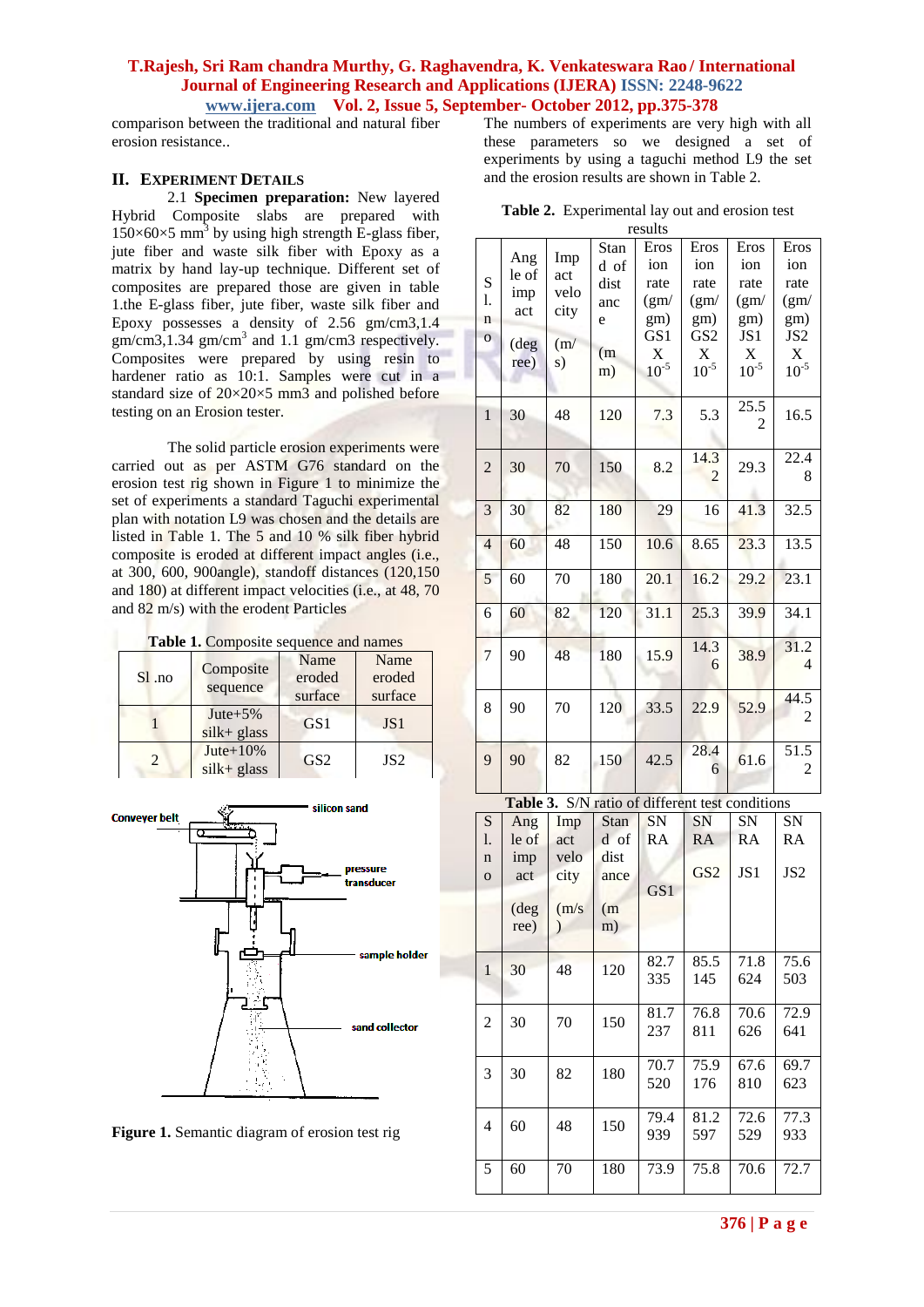comparison between the traditional and natural fiber erosion resistance..

## II. Experiment Details

2.1 **Specimen preparation:** New layered Hybrid Composite slabs are prepared with 150×60×5 mm$^3$ by using high strength E-glass fiber, jute fiber and waste silk fiber with Epoxy as a matrix by hand lay-up technique. Different set of composites are prepared those are given in table 1.the E-glass fiber, jute fiber, waste silk fiber and Epoxy possesses a density of 2.56 gm/cm3,1.4 gm/cm3,1.34 gm/cm$^3$ and 1.1 gm/cm3 respectively. Composites were prepared by using resin to hardener ratio as 10:1. Samples were cut in a standard size of 20×20×5 mm3 and polished before testing on an Erosion tester.

The solid particle erosion experiments were carried out as per ASTM G76 standard on the erosion test rig shown in Figure 1 to minimize the set of experiments a standard Taguchi experimental plan with notation L9 was chosen and the details are listed in Table 1. The 5 and 10 % silk fiber hybrid composite is eroded at different impact angles (i.e., at 300, 600, 900angle), standoff distances (120,150 and 180) at different impact velocities (i.e., at 48, 70 and 82 m/s) with the erodent Particles

**Table 1.** Composite sequence and names

| Sl .no | Composite sequence | Name eroded surface | Name eroded surface |
|---|---|---|---|
| 1 | Jute+5% silk+ glass | GS1 | JS1 |
| 2 | Jute+10% silk+ glass | GS2 | JS2 |

Conveyer belt
silicon sand
pressure transducer
sample holder
sand collector

**Figure 1.** Semantic diagram of erosion test rig

The numbers of experiments are very high with all these parameters so we designed a set of experiments by using a taguchi method L9 the set and the erosion results are shown in Table 2.

**Table 2.** Experimental lay out and erosion test results

| Sl. no | Angle of impact (degree) | Impact velocity (m/s) | Stand of distance (mm) | Erosion rate (gm/gm) GS1 X $10^{-5}$ | Erosion rate (gm/gm) GS2 X $10^{-5}$ | Erosion rate (gm/gm) JS1 X $10^{-5}$ | Erosion rate (gm/gm) JS2 X $10^{-5}$ |
|---|---|---|---|---|---|---|---|
| 1 | 30 | 48 | 120 | 7.3 | 5.3 | 25.52 | 16.5 |
| 2 | 30 | 70 | 150 | 8.2 | 14.32 | 29.3 | 22.48 |
| 3 | 30 | 82 | 180 | 29 | 16 | 41.3 | 32.5 |
| 4 | 60 | 48 | 150 | 10.6 | 8.65 | 23.3 | 13.5 |
| 5 | 60 | 70 | 180 | 20.1 | 16.2 | 29.2 | 23.1 |
| 6 | 60 | 82 | 120 | 31.1 | 25.3 | 39.9 | 34.1 |
| 7 | 90 | 48 | 180 | 15.9 | 14.36 | 38.9 | 31.24 |
| 8 | 90 | 70 | 120 | 33.5 | 22.9 | 52.9 | 44.52 |
| 9 | 90 | 82 | 150 | 42.5 | 28.46 | 61.6 | 51.52 |

**Table 3.** S/N ratio of different test conditions

| Sl. no | Angle of impact (degree) | Impact velocity (m/s) | Stand of distance (mm) | SN RA GS1 | SN RA GS2 | SN RA JS1 | SN RA JS2 |
|---|---|---|---|---|---|---|---|
| 1 | 30 | 48 | 120 | 82.7335 | 85.5145 | 71.8624 | 75.6503 |
| 2 | 30 | 70 | 150 | 81.7237 | 76.8811 | 70.6626 | 72.9641 |
| 3 | 30 | 82 | 180 | 70.7520 | 75.9176 | 67.6810 | 69.7623 |
| 4 | 60 | 48 | 150 | 79.4939 | 81.2597 | 72.6529 | 77.3933 |
| 5 | 60 | 70 | 180 | 73.9 | 75.8 | 70.6 | 72.7 |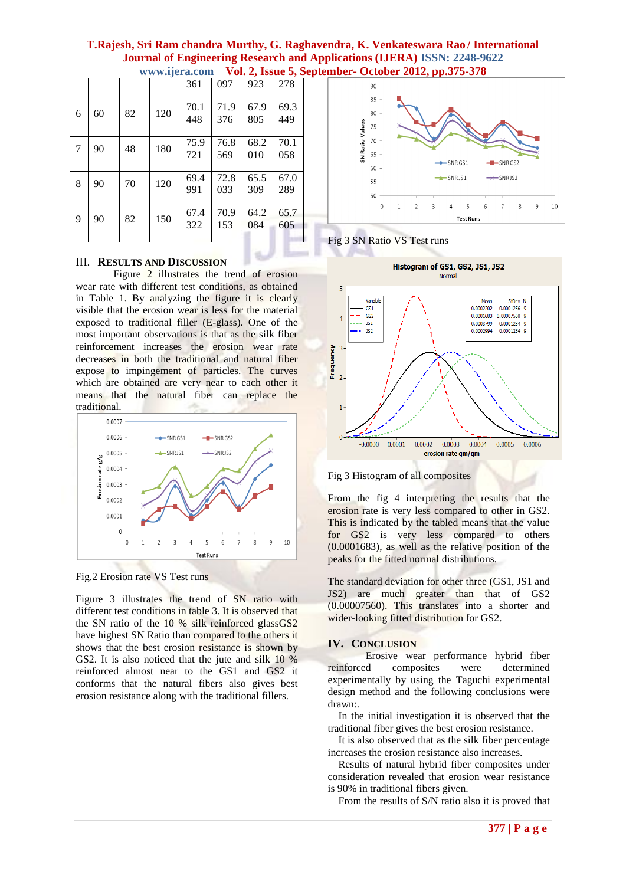| | | | | | | | |
|---|---|---|---|---|---|---|---|
| | | | | 361 | 097 | 923 | 278 |
| 6 | 60 | 82 | 120 | 70.1448 | 71.9376 | 67.9805 | 69.3449 |
| 7 | 90 | 48 | 180 | 75.9721 | 76.8569 | 68.2010 | 70.1058 |
| 8 | 90 | 70 | 120 | 69.4991 | 72.8033 | 65.5309 | 67.0289 |
| 9 | 90 | 82 | 150 | 67.4322 | 70.9153 | 64.2084 | 65.7605 |

## III. Results and Discussion

Figure 2 illustrates the trend of erosion wear rate with different test conditions, as obtained in Table 1. By analyzing the figure it is clearly visible that the erosion wear is less for the material exposed to traditional filler (E-glass). One of the most important observations is that as the silk fiber reinforcement increases the erosion wear rate decreases in both the traditional and natural fiber expose to impingement of particles. The curves which are obtained are very near to each other it means that the natural fiber can replace the traditional.

0.0007
0.0006
0.0005
0.0004
0.0003
0.0002
0.0001
0
Erosion rate g/g
SNR GS1
SNR GS2
SNR JS1
SNR JS2
0 1 2 3 4 5 6 7 8 9 10
Test Runs

Fig.2 Erosion rate VS Test runs

Figure 3 illustrates the trend of SN ratio with different test conditions in table 3. It is observed that the SN ratio of the 10 % silk reinforced glassGS2 have highest SN Ratio than compared to the others it shows that the best erosion resistance is shown by GS2. It is also noticed that the jute and silk 10 % reinforced almost near to the GS1 and GS2 it conforms that the natural fibers also gives best erosion resistance along with the traditional fillers.

90
85
80
75
70
65
60
55
50
SN Ratio Values
SNR GS1
SNR GS2
SNR JS1
SNR JS2
0 1 2 3 4 5 6 7 8 9 10
Test Runs

Fig 3 SN Ratio VS Test runs

Histogram of GS1, GS2, JS1, JS2
Normal
Variable
GS1
GS2
JS1
JS2
Mean StDev N
0.0002202 0.0001256 9
0.0001683 0.00007560 9
0.0003799 0.0001284 9
0.0002994 0.0001254 9
Frequency
5
4
3
2
1
0
-0.0000 0.0001 0.0002 0.0003 0.0004 0.0005 0.0006
erosion rate gm/gm

Fig 3 Histogram of all composites

From the fig 4 interpreting the results that the erosion rate is very less compared to other in GS2. This is indicated by the tabled means that the value for GS2 is very less compared to others (0.0001683), as well as the relative position of the peaks for the fitted normal distributions.

The standard deviation for other three (GS1, JS1 and JS2) are much greater than that of GS2 (0.00007560). This translates into a shorter and wider-looking fitted distribution for GS2.

## IV. Conclusion

Erosive wear performance hybrid fiber reinforced composites were determined experimentally by using the Taguchi experimental design method and the following conclusions were drawn:.

In the initial investigation it is observed that the traditional fiber gives the best erosion resistance.

It is also observed that as the silk fiber percentage increases the erosion resistance also increases.

Results of natural hybrid fiber composites under consideration revealed that erosion wear resistance is 90% in traditional fibers given.

From the results of S/N ratio also it is proved that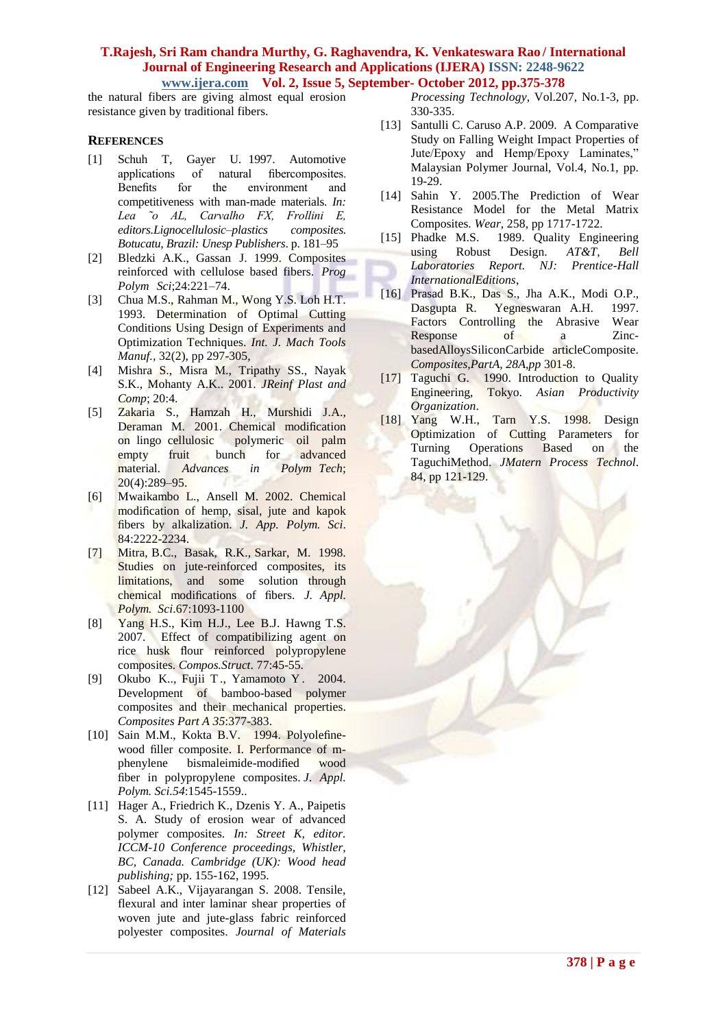the natural fibers are giving almost equal erosion resistance given by traditional fibers.

## REFERENCES

[1] Schuh T, Gayer U. 1997. Automotive applications of natural fibercomposites. Benefits for the environment and competitiveness with man-made materials. *In: Lea ˜o AL, Carvalho FX, Frollini E, editors.Lignocellulosic–plastics composites. Botucatu, Brazil: Unesp Publishers*. p. 181–95

[2] Bledzki A.K., Gassan J. 1999. Composites reinforced with cellulose based fibers. *Prog Polym Sci*;24:221–74.

[3] Chua M.S., Rahman M., Wong Y.S. Loh H.T. 1993. Determination of Optimal Cutting Conditions Using Design of Experiments and Optimization Techniques. *Int. J. Mach Tools Manuf.*, 32(2), pp 297-305,

[4] Mishra S., Misra M., Tripathy SS., Nayak S.K., Mohanty A.K.. 2001. *JReinf Plast and Comp*; 20:4.

[5] Zakaria S., Hamzah H., Murshidi J.A., Deraman M. 2001. Chemical modification on lingo cellulosic polymeric oil palm empty fruit bunch for advanced material. *Advances in Polym Tech*; 20(4):289–95.

[6] Mwaikambo L., Ansell M. 2002. Chemical modification of hemp, sisal, jute and kapok fibers by alkalization. *J. App. Polym. Sci*. 84:2222-2234.

[7] Mitra, B.C., Basak, R.K., Sarkar, M. 1998. Studies on jute-reinforced composites, its limitations, and some solution through chemical modifications of fibers. *J. Appl. Polym. Sci*.67:1093-1100

[8] Yang H.S., Kim H.J., Lee B.J. Hawng T.S. 2007. Effect of compatibilizing agent on rice husk flour reinforced polypropylene composites. *Compos.Struct*. 77:45-55.

[9] Okubo K.., Fujii T., Yamamoto Y. 2004. Development of bamboo-based polymer composites and their mechanical properties. *Composites Part A 35*:377-383.

[10] Sain M.M., Kokta B.V. 1994. Polyolefine-wood filler composite. I. Performance of m-phenylene bismaleimide-modified wood fiber in polypropylene composites. *J. Appl. Polym. Sci.54*:1545-1559..

[11] Hager A., Friedrich K., Dzenis Y. A., Paipetis S. A. Study of erosion wear of advanced polymer composites. *In: Street K, editor. ICCM-10 Conference proceedings, Whistler, BC, Canada. Cambridge (UK): Wood head publishing;* pp. 155-162, 1995.

[12] Sabeel A.K., Vijayarangan S. 2008. Tensile, flexural and inter laminar shear properties of woven jute and jute-glass fabric reinforced polyester composites. *Journal of Materials Processing Technology*, Vol.207, No.1-3, pp. 330-335.

[13] Santulli C. Caruso A.P. 2009. A Comparative Study on Falling Weight Impact Properties of Jute/Epoxy and Hemp/Epoxy Laminates," Malaysian Polymer Journal, Vol.4, No.1, pp. 19-29.

[14] Sahin Y. 2005.The Prediction of Wear Resistance Model for the Metal Matrix Composites. *Wear*, 258, pp 1717-1722.

[15] Phadke M.S. 1989. Quality Engineering using Robust Design. *AT&T, Bell Laboratories Report. NJ: Prentice-Hall InternationalEditions*,

[16] Prasad B.K., Das S., Jha A.K., Modi O.P., Dasgupta R. Yegneswaran A.H. 1997. Factors Controlling the Abrasive Wear Response of a Zinc-basedAlloysSiliconCarbide articleComposite. *Composites,PartA, 28A,pp* 301-8.

[17] Taguchi G. 1990. Introduction to Quality Engineering, Tokyo. *Asian Productivity Organization*.

[18] Yang W.H., Tarn Y.S. 1998. Design Optimization of Cutting Parameters for Turning Operations Based on the TaguchiMethod. *JMatern Process Technol*. 84, pp 121-129.